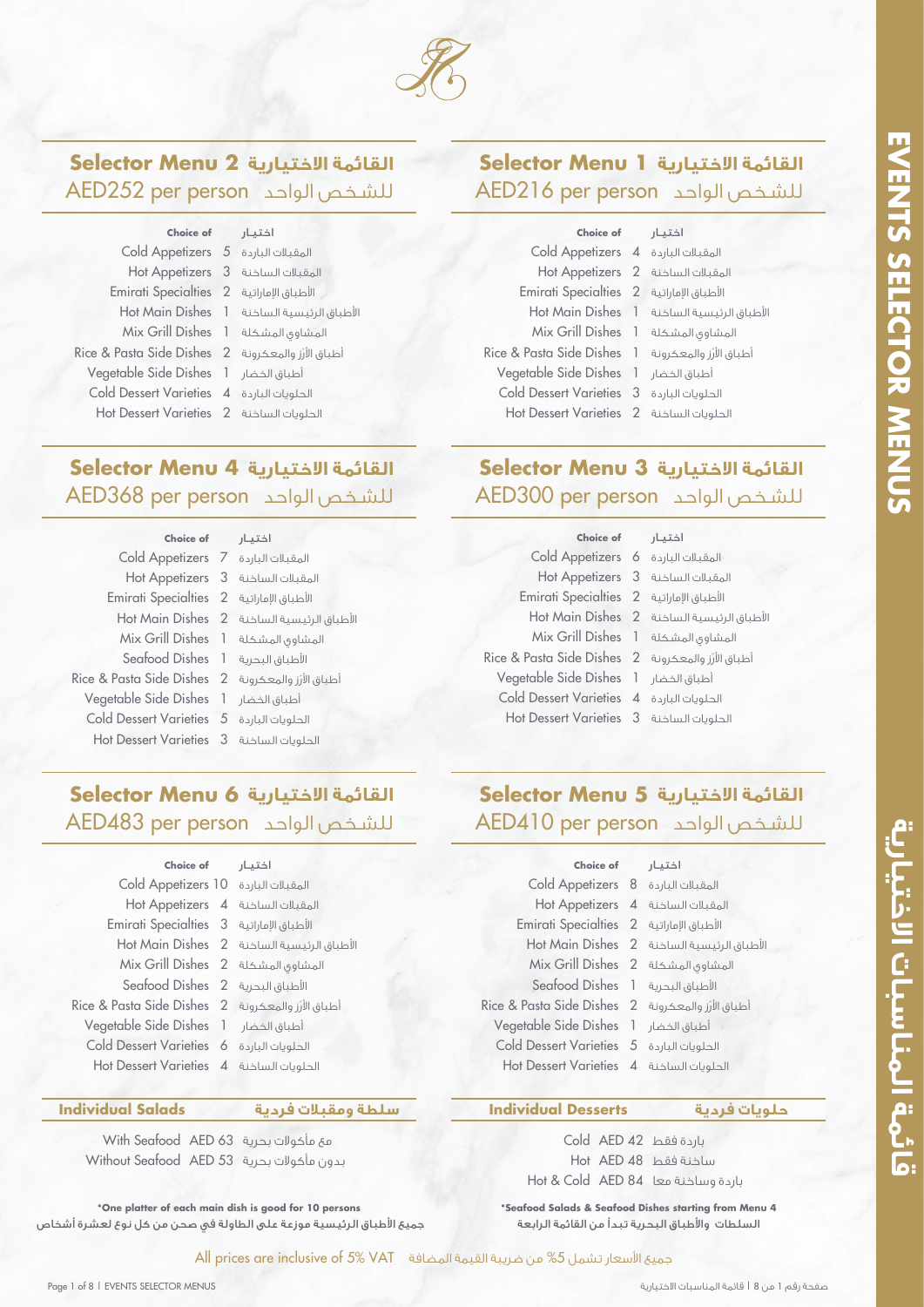# EVENTS SELECTOR MENUS
# قائمة المناسبات الاختيارية

## Selector Menu 1 القائمة الاختيارية 1
### AED216 per person للشخص الواحد

| Choice of | | اختيار |
|---|---|---|
| Cold Appetizers | 4 | المقبلات الباردة |
| Hot Appetizers | 2 | المقبلات الساخنة |
| Emirati Specialties | 2 | الأطباق الإماراتية |
| Hot Main Dishes | 1 | الأطباق الرئيسية الساخنة |
| Mix Grill Dishes | 1 | المشاوي المشكلة |
| Rice & Pasta Side Dishes | 1 | أطباق الأرز والمعكرونة |
| Vegetable Side Dishes | 1 | أطباق الخضار |
| Cold Dessert Varieties | 3 | الحلويات الباردة |
| Hot Dessert Varieties | 2 | الحلويات الساخنة |

## Selector Menu 2 القائمة الاختيارية 2
### AED252 per person للشخص الواحد

| Choice of | | اختيار |
|---|---|---|
| Cold Appetizers | 5 | المقبلات الباردة |
| Hot Appetizers | 3 | المقبلات الساخنة |
| Emirati Specialties | 2 | الأطباق الإماراتية |
| Hot Main Dishes | 1 | الأطباق الرئيسية الساخنة |
| Mix Grill Dishes | 1 | المشاوي المشكلة |
| Rice & Pasta Side Dishes | 2 | أطباق الأرز والمعكرونة |
| Vegetable Side Dishes | 1 | أطباق الخضار |
| Cold Dessert Varieties | 4 | الحلويات الباردة |
| Hot Dessert Varieties | 2 | الحلويات الساخنة |

## Selector Menu 3 القائمة الاختيارية 3
### AED300 per person للشخص الواحد

| Choice of | | اختيار |
|---|---|---|
| Cold Appetizers | 6 | المقبلات الباردة |
| Hot Appetizers | 3 | المقبلات الساخنة |
| Emirati Specialties | 2 | الأطباق الإماراتية |
| Hot Main Dishes | 2 | الأطباق الرئيسية الساخنة |
| Mix Grill Dishes | 1 | المشاوي المشكلة |
| Rice & Pasta Side Dishes | 2 | أطباق الأرز والمعكرونة |
| Vegetable Side Dishes | 1 | أطباق الخضار |
| Cold Dessert Varieties | 4 | الحلويات الباردة |
| Hot Dessert Varieties | 3 | الحلويات الساخنة |

## Selector Menu 4 القائمة الاختيارية 4
### AED368 per person للشخص الواحد

| Choice of | | اختيار |
|---|---|---|
| Cold Appetizers | 7 | المقبلات الباردة |
| Hot Appetizers | 3 | المقبلات الساخنة |
| Emirati Specialties | 2 | الأطباق الإماراتية |
| Hot Main Dishes | 2 | الأطباق الرئيسية الساخنة |
| Mix Grill Dishes | 1 | المشاوي المشكلة |
| Seafood Dishes | 1 | الأطباق البحرية |
| Rice & Pasta Side Dishes | 2 | أطباق الأرز والمعكرونة |
| Vegetable Side Dishes | 1 | أطباق الخضار |
| Cold Dessert Varieties | 5 | الحلويات الباردة |
| Hot Dessert Varieties | 3 | الحلويات الساخنة |

## Selector Menu 5 القائمة الاختيارية 5
### AED410 per person للشخص الواحد

| Choice of | | اختيار |
|---|---|---|
| Cold Appetizers | 8 | المقبلات الباردة |
| Hot Appetizers | 4 | المقبلات الساخنة |
| Emirati Specialties | 2 | الأطباق الإماراتية |
| Hot Main Dishes | 2 | الأطباق الرئيسية الساخنة |
| Mix Grill Dishes | 2 | المشاوي المشكلة |
| Seafood Dishes | 1 | الأطباق البحرية |
| Rice & Pasta Side Dishes | 2 | أطباق الأرز والمعكرونة |
| Vegetable Side Dishes | 1 | أطباق الخضار |
| Cold Dessert Varieties | 5 | الحلويات الباردة |
| Hot Dessert Varieties | 4 | الحلويات الساخنة |

## Selector Menu 6 القائمة الاختيارية 6
### AED483 per person للشخص الواحد

| Choice of | | اختيار |
|---|---|---|
| Cold Appetizers | 10 | المقبلات الباردة |
| Hot Appetizers | 4 | المقبلات الساخنة |
| Emirati Specialties | 3 | الأطباق الإماراتية |
| Hot Main Dishes | 2 | الأطباق الرئيسية الساخنة |
| Mix Grill Dishes | 2 | المشاوي المشكلة |
| Seafood Dishes | 2 | الأطباق البحرية |
| Rice & Pasta Side Dishes | 2 | أطباق الأرز والمعكرونة |
| Vegetable Side Dishes | 1 | أطباق الخضار |
| Cold Dessert Varieties | 6 | الحلويات الباردة |
| Hot Dessert Varieties | 4 | الحلويات الساخنة |

## Individual Desserts حلويات فردية

| | | |
|---|---|---|
| Cold | AED 42 | باردة فقط |
| Hot | AED 48 | ساخنة فقط |
| Hot & Cold | AED 84 | باردة وساخنة معا |

*Seafood Salads & Seafood Dishes starting from Menu 4

السلطات والأطباق البحرية تبدأ من القائمة الرابعة

## Individual Salads سلطة ومقبلات فردية

| | | |
|---|---|---|
| With Seafood | AED 63 | مع مأكولات بحرية |
| Without Seafood | AED 53 | بدون مأكولات بحرية |

*One platter of each main dish is good for 10 persons

جميع الأطباق الرئيسية موزعة على الطاولة في صحن من كل نوع لعشرة أشخاص

All prices are inclusive of 5% VAT جميع الأسعار تشمل 5% من ضريبة القيمة المضافة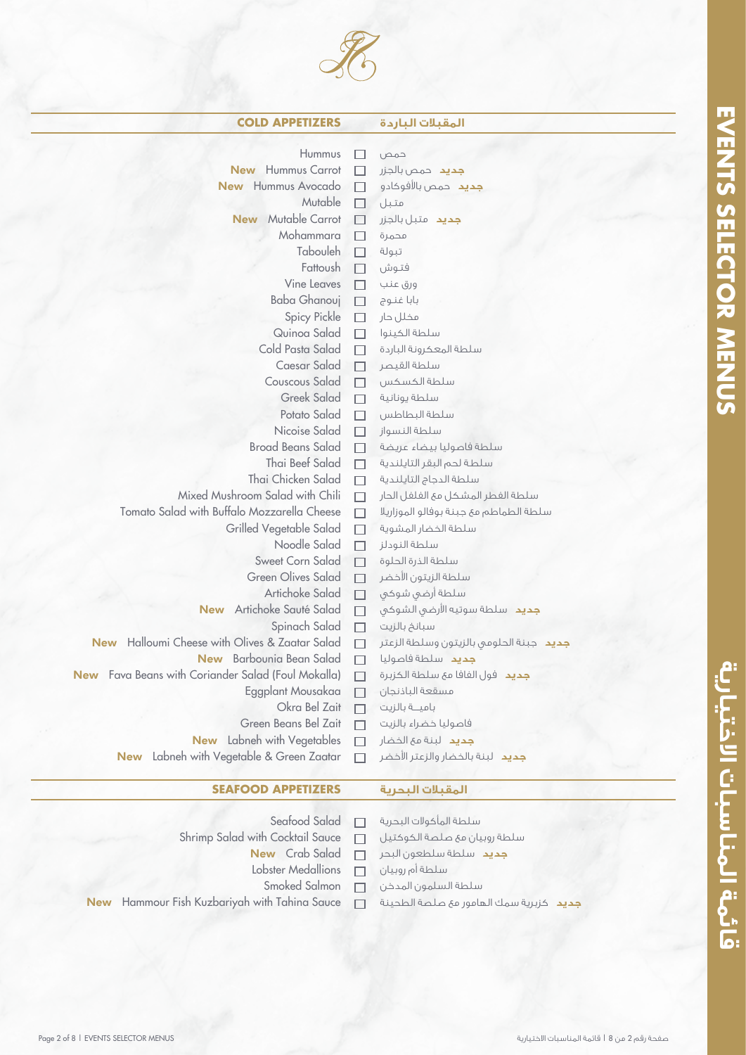# EVENTS SELECTOR MENUS

# قائمة المناسبات الاختيارية

## COLD APPETIZERS | المقبلات الباردة

| English | ☐ | العربية |
|---|---|---|
| Hummus | ☐ | حمص |
| **New** Hummus Carrot | ☐ | **جديد** حمص بالجزر |
| **New** Hummus Avocado | ☐ | **جديد** حمص بالأفوكادو |
| Mutable | ☐ | متبل |
| **New** Mutable Carrot | ☐ | **جديد** متبل بالجزر |
| Mohammara | ☐ | محمرة |
| Tabouleh | ☐ | تبولة |
| Fattoush | ☐ | فتوش |
| Vine Leaves | ☐ | ورق عنب |
| Baba Ghanouj | ☐ | بابا غنوج |
| Spicy Pickle | ☐ | مخلل حار |
| Quinoa Salad | ☐ | سلطة الكينوا |
| Cold Pasta Salad | ☐ | سلطة المعكرونة الباردة |
| Caesar Salad | ☐ | سلطة القيصر |
| Couscous Salad | ☐ | سلطة الكسكس |
| Greek Salad | ☐ | سلطة يونانية |
| Potato Salad | ☐ | سلطة البطاطس |
| Nicoise Salad | ☐ | سلطة النسواز |
| Broad Beans Salad | ☐ | سلطة فاصوليا بيضاء عريضة |
| Thai Beef Salad | ☐ | سلطة لحم البقر التايلندية |
| Thai Chicken Salad | ☐ | سلطة الدجاج التايلندية |
| Mixed Mushroom Salad with Chili | ☐ | سلطة الفطر المشكل مع الفلفل الحار |
| Tomato Salad with Buffalo Mozzarella Cheese | ☐ | سلطة الطماطم مع جبنة بوفالو الموزاريلا |
| Grilled Vegetable Salad | ☐ | سلطة الخضار المشوية |
| Noodle Salad | ☐ | سلطة النودلز |
| Sweet Corn Salad | ☐ | سلطة الذرة الحلوة |
| Green Olives Salad | ☐ | سلطة الزيتون الأخضر |
| Artichoke Salad | ☐ | سلطة أرضي شوكي |
| **New** Artichoke Sauté Salad | ☐ | **جديد** سلطة سوتيه الأرضي الشوكي |
| Spinach Salad | ☐ | سبانخ بالزيت |
| **New** Halloumi Cheese with Olives & Zaatar Salad | ☐ | **جديد** جبنة الحلومي بالزيتون وسلطة الزعتر |
| **New** Barbounia Bean Salad | ☐ | **جديد** سلطة فاصوليا |
| **New** Fava Beans with Coriander Salad (Foul Mokalla) | ☐ | **جديد** فول الفافا مع سلطة الكزبرة |
| Eggplant Mousakaa | ☐ | مسقعة الباذنجان |
| Okra Bel Zait | ☐ | باميــة بالزيت |
| Green Beans Bel Zait | ☐ | فاصوليا خضراء بالزيت |
| **New** Labneh with Vegetables | ☐ | **جديد** لبنة مع الخضار |
| **New** Labneh with Vegetable & Green Zaatar | ☐ | **جديد** لبنة بالخضار والزعتر الأخضر |

## SEAFOOD APPETIZERS | المقبلات البحرية

| English | ☐ | العربية |
|---|---|---|
| Seafood Salad | ☐ | سلطة المأكولات البحرية |
| Shrimp Salad with Cocktail Sauce | ☐ | سلطة روبيان مع صلصة الكوكتيل |
| **New** Crab Salad | ☐ | **جديد** سلطة سلطعون البحر |
| Lobster Medallions | ☐ | سلطة أم روبيان |
| Smoked Salmon | ☐ | سلطة السلمون المدخن |
| **New** Hammour Fish Kuzbariyah with Tahina Sauce | ☐ | **جديد** كزبرية سمك الهامور مع صلصة الطحينة |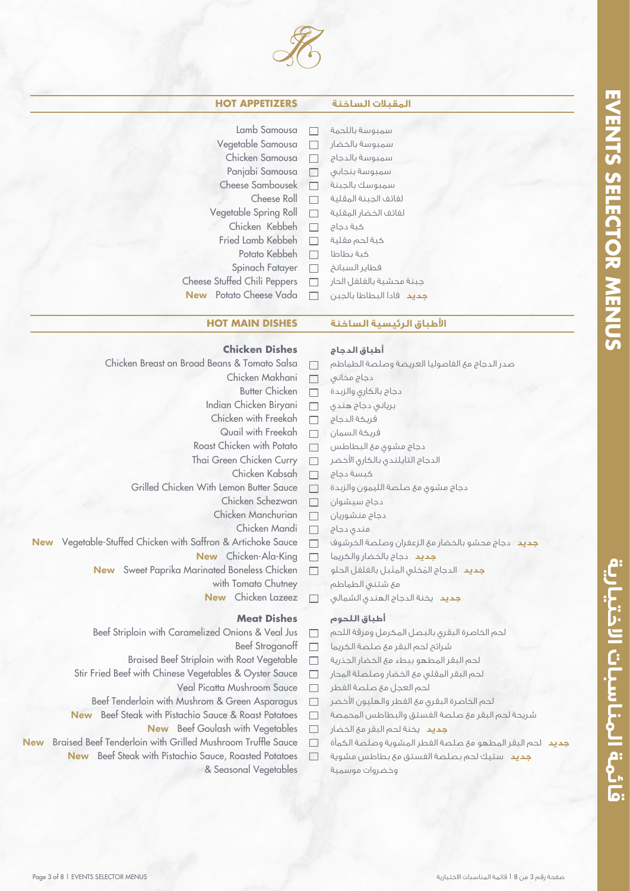## HOT APPETIZERS | المقبلات الساخنة

| English | ☐ | Arabic |
|---|---|---|
| Lamb Samousa | ☐ | سمبوسة باللحمة |
| Vegetable Samousa | ☐ | سمبوسة بالخضار |
| Chicken Samousa | ☐ | سمبوسة بالدجاج |
| Panjabi Samousa | ☐ | سمبوسة بنجابي |
| Cheese Sambousek | ☐ | سمبوسك بالجبنة |
| Cheese Roll | ☐ | لفائف الجبنة المقلية |
| Vegetable Spring Roll | ☐ | لفائف الخضار المقلية |
| Chicken Kebbeh | ☐ | كبة دجاج |
| Fried Lamb Kebbeh | ☐ | كبة لحم مقلية |
| Potato Kebbeh | ☐ | كبة بطاطا |
| Spinach Fatayer | ☐ | فطاير السبانخ |
| Cheese Stuffed Chili Peppers | ☐ | جبنة محشية بالفلفل الحار |
| **New** Potato Cheese Vada | ☐ | **جديد** فادا البطاطا بالجبن |

## HOT MAIN DISHES | الأطباق الرئيسية الساخنة

### Chicken Dishes | أطباق الدجاج

| English | ☐ | Arabic |
|---|---|---|
| Chicken Breast on Broad Beans & Tomato Salsa | ☐ | صدر الدجاج مع الفاصوليا العريضة وصلصة الطماطم |
| Chicken Makhani | ☐ | دجاج مخاني |
| Butter Chicken | ☐ | دجاج بالكاري والزبدة |
| Indian Chicken Biryani | ☐ | برياني دجاج هندي |
| Chicken with Freekah | ☐ | فريكة الدجاج |
| Quail with Freekah | ☐ | فريكة السمان |
| Roast Chicken with Potato | ☐ | دجاج مشوي مع البطاطس |
| Thai Green Chicken Curry | ☐ | الدجاج التايلندي بالكاري الأخضر |
| Chicken Kabsah | ☐ | كبسة دجاج |
| Grilled Chicken With Lemon Butter Sauce | ☐ | دجاج مشوي مع صلصة الليمون والزبدة |
| Chicken Schezwan | ☐ | دجاج سيشوان |
| Chicken Manchurian | ☐ | دجاج منشوريان |
| Chicken Mandi | ☐ | مندي دجاج |
| **New** Vegetable-Stuffed Chicken with Saffron & Artichoke Sauce | ☐ | **جديد** دجاج محشو بالخضار مع الزعفران وصلصة الخرشوف |
| **New** Chicken-Ala-King | ☐ | **جديد** دجاج بالخضار والكريما |
| **New** Sweet Paprika Marinated Boneless Chicken with Tomato Chutney | ☐ | **جديد** الدجاج المَخلي المتبل بالفلفل الحلو مع شتني الطماطم |
| **New** Chicken Lazeez | ☐ | **جديد** يخنة الدجاج الهندي الشمالي |

### Meat Dishes | أطباق اللحوم

| English | ☐ | Arabic |
|---|---|---|
| Beef Striploin with Caramelized Onions & Veal Jus | ☐ | لحم الخاصرة البقري بالبصل المكرمل ومرقة اللحم |
| Beef Stroganoff | ☐ | شرائح لحم البقر مع صلصة الكريما |
| Braised Beef Striploin with Root Vegetable | ☐ | لحم البقر المطهو ببطء مع الخضار الجذرية |
| Stir Fried Beef with Chinese Vegetables & Oyster Sauce | ☐ | لحم البقر المقلي مع الخضار وصلصلة المحار |
| Veal Picatta Mushroom Sauce | ☐ | لحم العجل مع صلصة الفطر |
| Beef Tenderloin with Mushroom & Green Asparagus | ☐ | لحم الخاصرة البقري مع الفطر والهليون الأخضر |
| **New** Beef Steak with Pistachio Sauce & Roast Potatoes | ☐ | شريحة لحم البقر مع صلصة الفستق والبطاطس المحمصة |
| **New** Beef Goulash with Vegetables | ☐ | **جديد** يخنة لحم البقر مع الخضار |
| **New** Braised Beef Tenderloin with Grilled Mushroom Truffle Sauce | ☐ | **جديد** لحم البقر المطهو مع صلصة الفطر المشوية وصلصة الكمأة |
| **New** Beef Steak with Pistachio Sauce, Roasted Potatoes & Seasonal Vegetables | ☐ | **جديد** ستيك لحم بصلصة الفستق مع بطاطس مشوية وخضروات موسمية |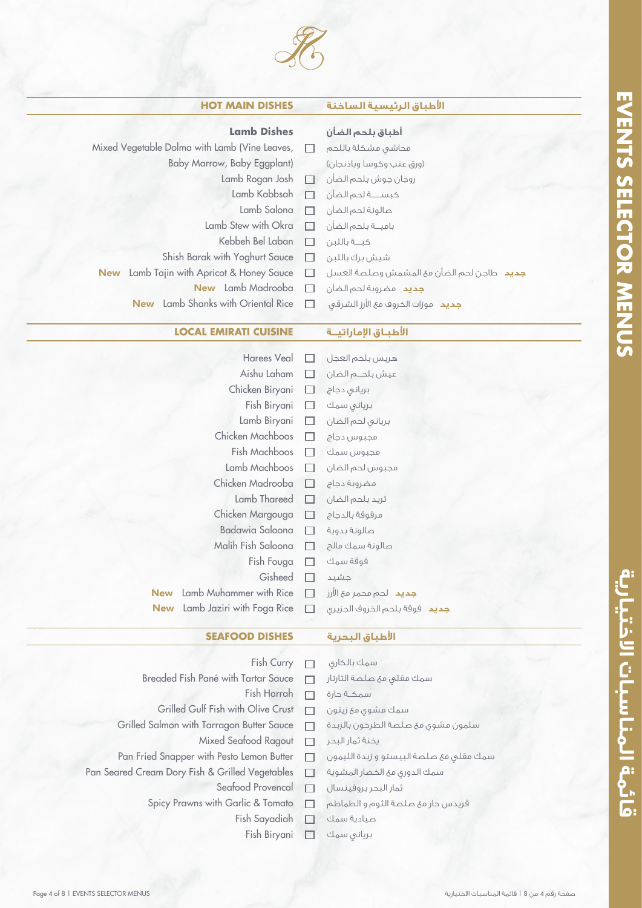## HOT MAIN DISHES | الأطباق الرئيسية الساخنة

### Lamb Dishes | أطباق بلحم الضأن

| English | | Arabic |
|---|---|---|
| Mixed Vegetable Dolma with Lamb (Vine Leaves, Baby Marrow, Baby Eggplant) | ☐ | محاشي مشكلة باللحم (ورق عنب وكوسا وباذنجان) |
| Lamb Rogan Josh | ☐ | روجان جوش بلحم الضأن |
| Lamb Kabbsah | ☐ | كبســـة لحم الضأن |
| Lamb Salona | ☐ | صالونة لحم الضأن |
| Lamb Stew with Okra | ☐ | باميــة بلحم الضأن |
| Kebbeh Bel Laban | ☐ | كبــة باللبن |
| Shish Barak with Yoghurt Sauce | ☐ | شيش برك باللبن |
| **New** Lamb Tajin with Apricot & Honey Sauce | ☐ | **جديد** طاجن لحم الضأن مع المشمش وصلصة العسل |
| **New** Lamb Madrooba | ☐ | **جديد** مضروبة لحم الضأن |
| **New** Lamb Shanks with Oriental Rice | ☐ | **جديد** موزات الخروف مع الأرز الشرقي |

## LOCAL EMIRATI CUISINE | الأطبـاق الإماراتيــة

| English | | Arabic |
|---|---|---|
| Harees Veal | ☐ | هريس بلحم العجل |
| Aishu Laham | ☐ | عيش بلحــم الضان |
| Chicken Biryani | ☐ | برياني دجاج |
| Fish Biryani | ☐ | برياني سمك |
| Lamb Biryani | ☐ | برياني لحم الضان |
| Chicken Machboos | ☐ | مجبوس دجاج |
| Fish Machboos | ☐ | مجبوس سمك |
| Lamb Machboos | ☐ | مجبوس لحم الضان |
| Chicken Madrooba | ☐ | مضروبة دجاج |
| Lamb Thareed | ☐ | ثريد بلحم الضان |
| Chicken Margouga | ☐ | مرقوقة بالدجاج |
| Badawia Saloona | ☐ | صالونة بدوية |
| Malih Fish Saloona | ☐ | صالونة سمك مالح |
| Fish Fouga | ☐ | فوقة سمك |
| Gisheed | ☐ | جشيد |
| **New** Lamb Muhammer with Rice | ☐ | **جديد** لحم محمر مع الأرز |
| **New** Lamb Jaziri with Foga Rice | ☐ | **جديد** فوقة بلحم الخروف الجزيري |

## SEAFOOD DISHES | الأطباق البحرية

| English | | Arabic |
|---|---|---|
| Fish Curry | ☐ | سمك بالكاري |
| Breaded Fish Pané with Tartar Sauce | ☐ | سمك مقلي مع صلصة التارتار |
| Fish Harrah | ☐ | سمكــة حارة |
| Grilled Gulf Fish with Olive Crust | ☐ | سمك مشوي مع زيتون |
| Grilled Salmon with Tarragon Butter Sauce | ☐ | سلمون مشوي مع صلصة الطرخون بالزبدة |
| Mixed Seafood Ragout | ☐ | يخنة ثمار البحر |
| Pan Fried Snapper with Pesto Lemon Butter | ☐ | سمك مقلي مع صلصة البيستو و زبدة الليمون |
| Pan Seared Cream Dory Fish & Grilled Vegetables | ☐ | سمك الدوري مع الخضار المشوية |
| Seafood Provencal | ☐ | ثمار البحر بروفينسال |
| Spicy Prawns with Garlic & Tomato | ☐ | قريدس حار مع صلصة الثوم و الطماطم |
| Fish Sayadiah | ☐ | صيادية سمك |
| Fish Biryani | ☐ | برياني سمك |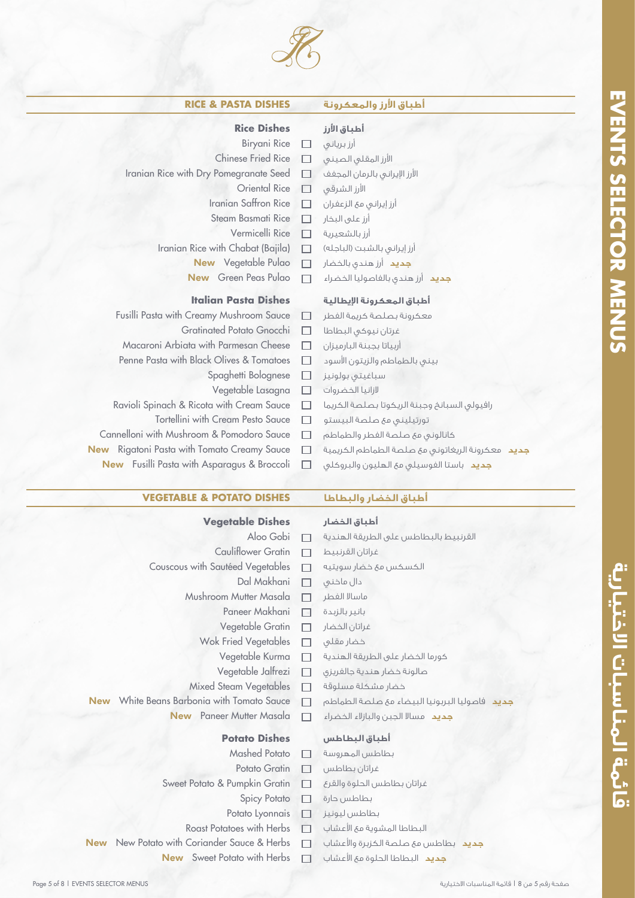## RICE & PASTA DISHES | أطباق الأرز والمعكرونة

### Rice Dishes | أطباق الأرز

| English | | Arabic |
|---|---|---|
| Biryani Rice | ☐ | أرز برياني |
| Chinese Fried Rice | ☐ | الأرز المقلي الصيني |
| Iranian Rice with Dry Pomegranate Seed | ☐ | الأرز الإيراني بالرمان المجفف |
| Oriental Rice | ☐ | الأرز الشرقي |
| Iranian Saffron Rice | ☐ | أرز إيراني مع الزعفران |
| Steam Basmati Rice | ☐ | أرز على البخار |
| Vermicelli Rice | ☐ | أرز بالشعيرية |
| Iranian Rice with Chabat (Bajila) | ☐ | أرز إيراني بالشبت (الباجله) |
| **New** Vegetable Pulao | ☐ | **جديد** أرز هندي بالخضار |
| **New** Green Peas Pulao | ☐ | **جديد** أرز هندي بالفاصوليا الخضراء |

### Italian Pasta Dishes | أطباق المعكرونة الإيطالية

| English | | Arabic |
|---|---|---|
| Fusilli Pasta with Creamy Mushroom Sauce | ☐ | معكرونة بصلصة كريمة الفطر |
| Gratinated Potato Gnocchi | ☐ | غرتان نيوكي البطاطا |
| Macaroni Arbiata with Parmesan Cheese | ☐ | أربياتا بجبنة البارميزان |
| Penne Pasta with Black Olives & Tomatoes | ☐ | بيني بالطماطم والزيتون الأسود |
| Spaghetti Bolognese | ☐ | سباغيتي بولونيز |
| Vegetable Lasagna | ☐ | لازانيا الخضروات |
| Ravioli Spinach & Ricota with Cream Sauce | ☐ | رافيولي السبانخ وجبنة الريكوتا بصلصة الكريما |
| Tortellini with Cream Pesto Sauce | ☐ | تورتيليني مع صلصة البيستو |
| Cannelloni with Mushroom & Pomodoro Sauce | ☐ | كانالوني مع صلصة الفطر والطماطم |
| **New** Rigatoni Pasta with Tomato Creamy Sauce | ☐ | **جديد** معكرونة الريغاتوني مع صلصة الطماطم الكريمية |
| **New** Fusilli Pasta with Asparagus & Broccoli | ☐ | **جديد** باستا الفوسيلي مع الهليون والبروكلي |

## VEGETABLE & POTATO DISHES | أطباق الخضار والبطاطا

### Vegetable Dishes | أطباق الخضار

| English | | Arabic |
|---|---|---|
| Aloo Gobi | ☐ | القرنبيط بالبطاطس على الطريقة الهندية |
| Cauliflower Gratin | ☐ | غراتان القرنبيط |
| Couscous with Sautéed Vegetables | ☐ | الكسكس مع خضار سوتيه |
| Dal Makhani | ☐ | دال ماخني |
| Mushroom Mutter Masala | ☐ | ماسالا الفطر |
| Paneer Makhani | ☐ | بانير بالزبدة |
| Vegetable Gratin | ☐ | غراتان الخضار |
| Wok Fried Vegetables | ☐ | خضار مقلي |
| Vegetable Kurma | ☐ | كورما الخضار على الطريقة الهندية |
| Vegetable Jalfrezi | ☐ | صالونة خضار هندية جالفريزي |
| Mixed Steam Vegetables | ☐ | خضار مشكلة مسلوقة |
| **New** White Beans Barbonia with Tomato Sauce | ☐ | **جديد** فاصوليا البربونيا البيضاء مع صلصة الطماطم |
| **New** Paneer Mutter Masala | ☐ | **جديد** مسالا الجبن والبازلاء الخضراء |

### Potato Dishes | أطباق البطاطس

| English | | Arabic |
|---|---|---|
| Mashed Potato | ☐ | بطاطس المهروسة |
| Potato Gratin | ☐ | غراتان بطاطس |
| Sweet Potato & Pumpkin Gratin | ☐ | غراتان بطاطس الحلوة والقرع |
| Spicy Potato | ☐ | بطاطس حارة |
| Potato Lyonnais | ☐ | بطاطس ليونيز |
| Roast Potatoes with Herbs | ☐ | البطاطا المشوية مع الأعشاب |
| **New** New Potato with Coriander Sauce & Herbs | ☐ | **جديد** بطاطس مع صلصة الكزبرة والأعشاب |
| **New** Sweet Potato with Herbs | ☐ | **جديد** البطاطا الحلوة مع الأعشاب |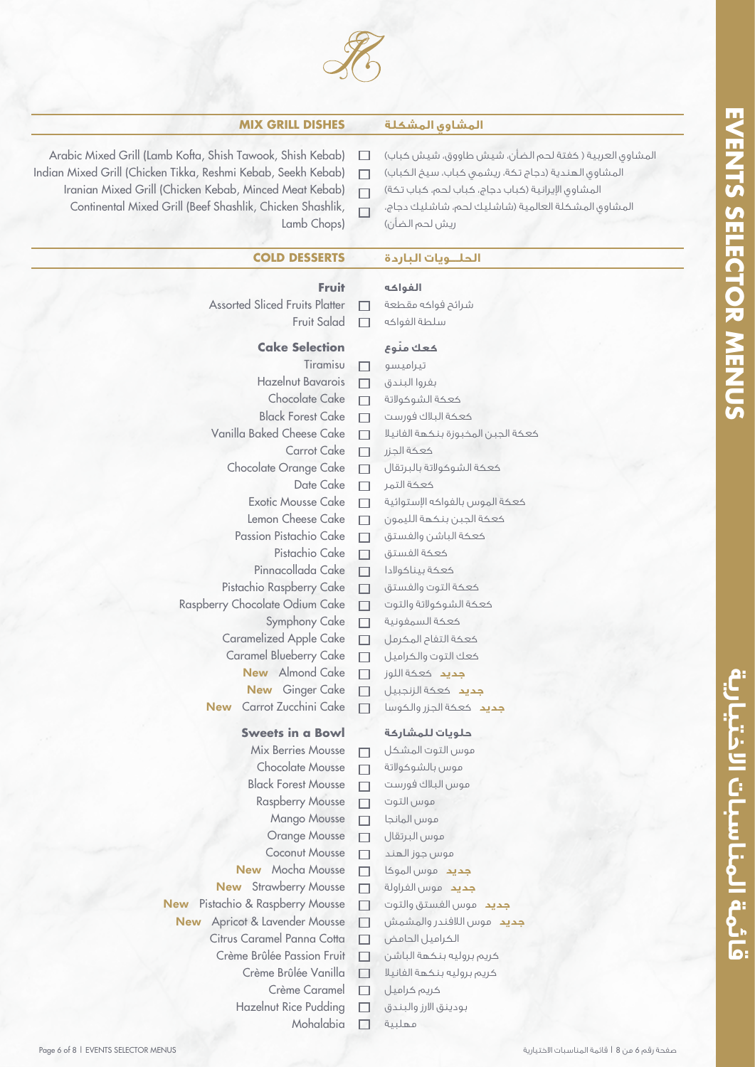## MIX GRILL DISHES | المشاوي المشكلة

- ☐ Arabic Mixed Grill (Lamb Kofta, Shish Tawook, Shish Kebab) | المشاوي العربية ( كفتة لحم الضأن، شيش طاووق، شيش كباب)
- ☐ Indian Mixed Grill (Chicken Tikka, Reshmi Kebab, Seekh Kebab) | المشاوي الهندية (دجاج تكة، ريشمي كباب، سيخ الكباب)
- ☐ Iranian Mixed Grill (Chicken Kebab, Minced Meat Kebab) | المشاوي الإيرانية (كباب دجاج، كباب لحم، كباب تكة)
- ☐ Continental Mixed Grill (Beef Shashlik, Chicken Shashlik, Lamb Chops) | المشاوي المشكلة العالمية (شاشليك لحم، شاشليك دجاج، ريش لحم الضأن)

## COLD DESSERTS | الحلــويات الباردة

### Fruit | الفواكه

- ☐ Assorted Sliced Fruits Platter | شرائح فواكه مقطعة
- ☐ Fruit Salad | سلطة الفواكه

### Cake Selection | كعك منّوع

- ☐ Tiramisu | تيراميسو
- ☐ Hazelnut Bavarois | بفروا البندق
- ☐ Chocolate Cake | كعكة الشوكولاتة
- ☐ Black Forest Cake | كعكة البلاك فورست
- ☐ Vanilla Baked Cheese Cake | كعكة الجبن المخبوزة بنكهة الفانيلا
- ☐ Carrot Cake | كعكة الجزر
- ☐ Chocolate Orange Cake | كعكة الشوكولاتة بالبرتقال
- ☐ Date Cake | كعكة التمر
- ☐ Exotic Mousse Cake | كعكة الموس بالفواكه الإستوائية
- ☐ Lemon Cheese Cake | كعكة الجبن بنكهة الليمون
- ☐ Passion Pistachio Cake | كعكة الباشن والفستق
- ☐ Pistachio Cake | كعكة الفستق
- ☐ Pinnacollada Cake | كعكة بيناكولادا
- ☐ Pistachio Raspberry Cake | كعكة التوت والفستق
- ☐ Raspberry Chocolate Odium Cake | كعكة الشوكولاتة والتوت
- ☐ Symphony Cake | كعكة السمفونية
- ☐ Caramelized Apple Cake | كعكة التفاح المكرمل
- ☐ Caramel Blueberry Cake | كعك التوت والكراميل
- ☐ **New** Almond Cake | **جديد** كعكة اللوز
- ☐ **New** Ginger Cake | **جديد** كعكة الزنجبيل
- ☐ **New** Carrot Zucchini Cake | **جديد** كعكة الجزر والكوسا

### Sweets in a Bowl | حلويات للمشاركة

- ☐ Mix Berries Mousse | موس التوت المشكل
- ☐ Chocolate Mousse | موس بالشوكولاتة
- ☐ Black Forest Mousse | موس البلاك فورست
- ☐ Raspberry Mousse | موس التوت
- ☐ Mango Mousse | موس المانجا
- ☐ Orange Mousse | موس البرتقال
- ☐ Coconut Mousse | موس جوز الهند
- ☐ **New** Mocha Mousse | **جديد** موس الموكا
- ☐ **New** Strawberry Mousse | **جديد** موس الفراولة
- ☐ **New** Pistachio & Raspberry Mousse | **جديد** موس الفستق والتوت
- ☐ **New** Apricot & Lavender Mousse | **جديد** موس اللافندر والمشمش
- ☐ Citrus Caramel Panna Cotta | الكراميل الحامض
- ☐ Crème Brûlée Passion Fruit | كريم بروليه بنكهة الباشن
- ☐ Crème Brûlée Vanilla | كريم بروليه بنكهة الفانيلا
- ☐ Crème Caramel | كريم كراميل
- ☐ Hazelnut Rice Pudding | بودينق الارز والبندق
- ☐ Mohalabia | مهلبية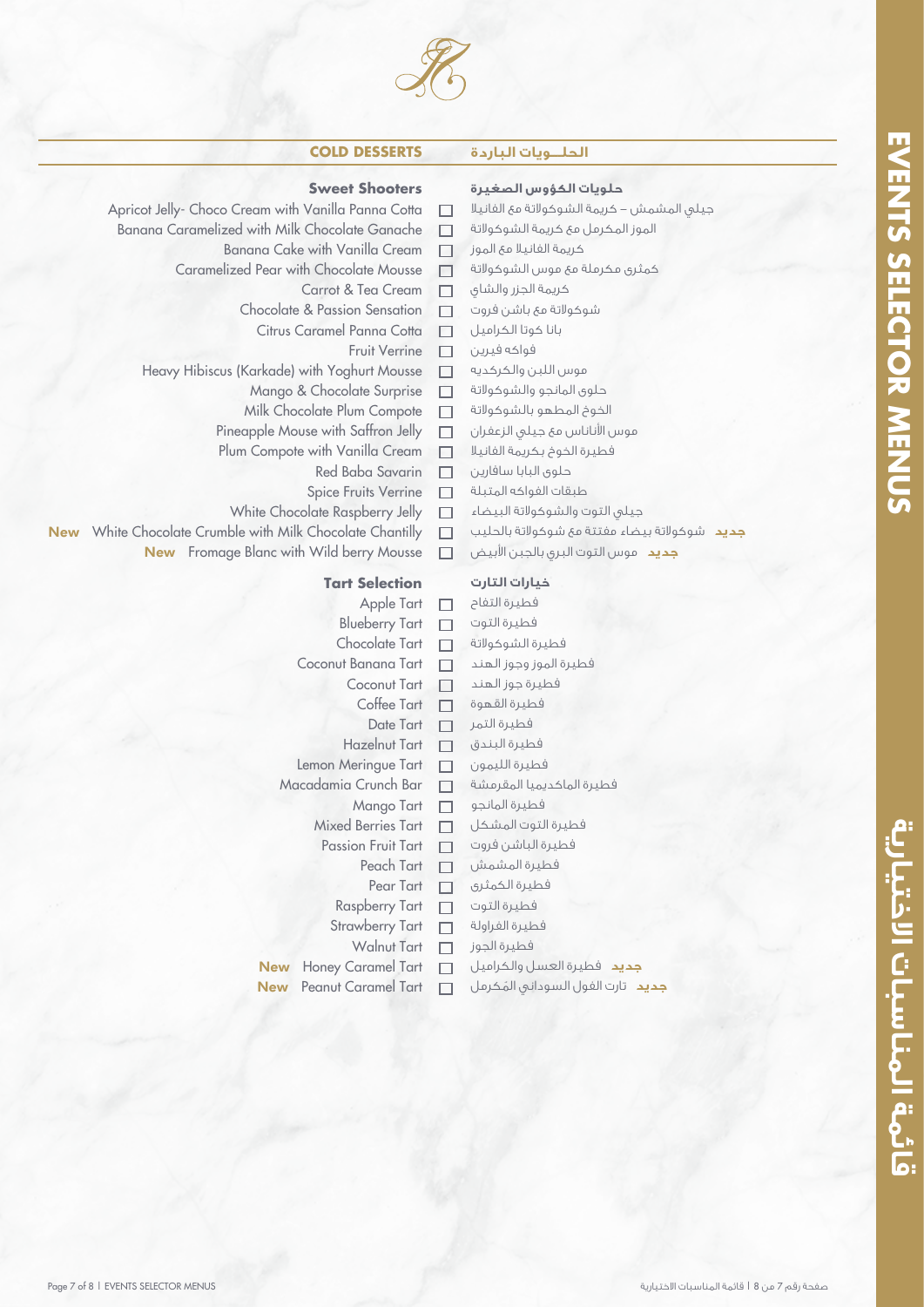# EVENTS SELECTOR MENUS

# قائمة المناسبات الاختيارية

## COLD DESSERTS | الحلــويات الباردة

### Sweet Shooters | حلويات الكؤوس الصغيرة

- [ ] Apricot Jelly- Choco Cream with Vanilla Panna Cotta | جيلي المشمش – كريمة الشوكولاتة مع الفانيلا
- [ ] Banana Caramelized with Milk Chocolate Ganache | الموز المكرمل مع كريمة الشوكولاتة
- [ ] Banana Cake with Vanilla Cream | كريمة الفانيلا مع الموز
- [ ] Caramelized Pear with Chocolate Mousse | كمثرى مكرملة مع موس الشوكولاتة
- [ ] Carrot & Tea Cream | كريمة الجزر والشاي
- [ ] Chocolate & Passion Sensation | شوكولاتة مع باشن فروت
- [ ] Citrus Caramel Panna Cotta | بانا كوتا الكراميل
- [ ] Fruit Verrine | فواكه فيرين
- [ ] Heavy Hibiscus (Karkade) with Yoghurt Mousse | موس اللبن والكركديه
- [ ] Mango & Chocolate Surprise | حلوى المانجو والشوكولاتة
- [ ] Milk Chocolate Plum Compote | الخوخ المطهو بالشوكولاتة
- [ ] Pineapple Mouse with Saffron Jelly | موس الأناناس مع جيلي الزعفران
- [ ] Plum Compote with Vanilla Cream | فطيرة الخوخ بكريمة الفانيلا
- [ ] Red Baba Savarin | حلوى البابا سافارين
- [ ] Spice Fruits Verrine | طبقات الفواكه المتبلة
- [ ] White Chocolate Raspberry Jelly | جيلي التوت والشوكولاتة البيضاء
- [ ] **New** White Chocolate Crumble with Milk Chocolate Chantilly | **جديد** شوكولاتة بيضاء مفتتة مع شوكولاتة بالحليب
- [ ] **New** Fromage Blanc with Wild berry Mousse | **جديد** موس التوت البري بالجبن الأبيض

### Tart Selection | خيارات التارت

- [ ] Apple Tart | فطيرة التفاح
- [ ] Blueberry Tart | فطيرة التوت
- [ ] Chocolate Tart | فطيرة الشوكولاتة
- [ ] Coconut Banana Tart | فطيرة الموز وجوز الهند
- [ ] Coconut Tart | فطيرة جوز الهند
- [ ] Coffee Tart | فطيرة القهوة
- [ ] Date Tart | فطيرة التمر
- [ ] Hazelnut Tart | فطيرة البندق
- [ ] Lemon Meringue Tart | فطيرة الليمون
- [ ] Macadamia Crunch Bar | فطيرة الماكديميا المقرمشة
- [ ] Mango Tart | فطيرة المانجو
- [ ] Mixed Berries Tart | فطيرة التوت المشكل
- [ ] Passion Fruit Tart | فطيرة الباشن فروت
- [ ] Peach Tart | فطيرة المشمش
- [ ] Pear Tart | فطيرة الكمثرى
- [ ] Raspberry Tart | فطيرة التوت
- [ ] Strawberry Tart | فطيرة الفراولة
- [ ] Walnut Tart | فطيرة الجوز
- [ ] **New** Honey Caramel Tart | **جديد** فطيرة العسل والكراميل
- [ ] **New** Peanut Caramel Tart | **جديد** تارت الفول السوداني المَكرمل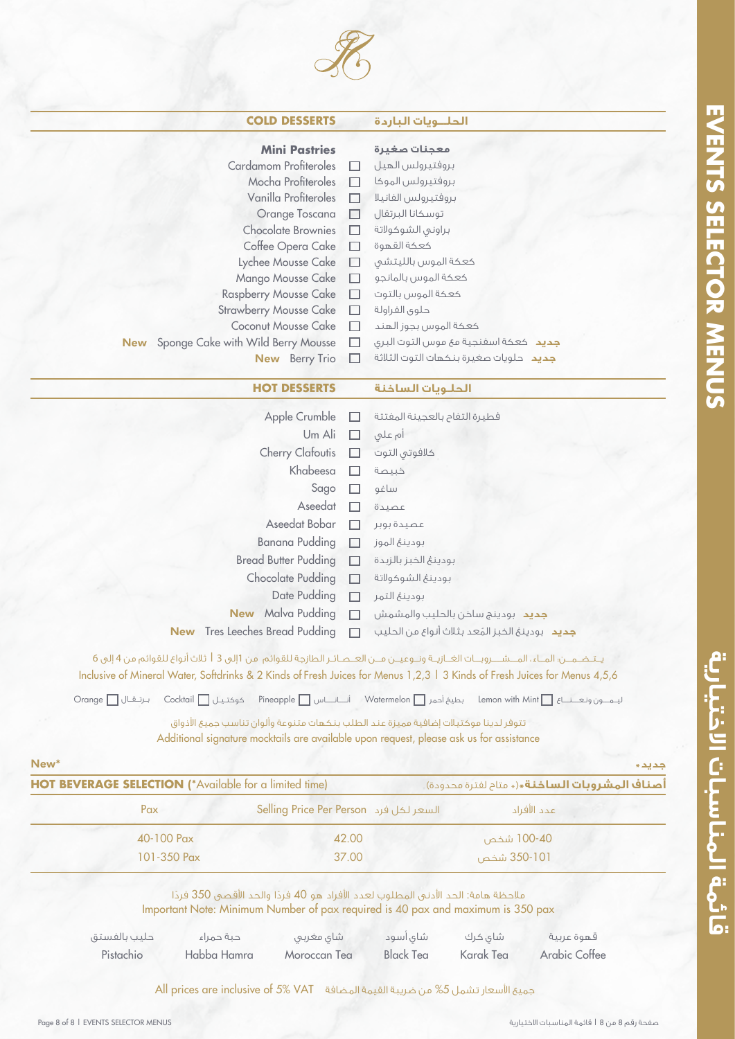## COLD DESSERTS | الحلــويات الباردة

### Mini Pastries | معجنات صغيرة

| English | | Arabic |
|---|---|---|
| Cardamom Profiteroles | ☐ | بروفتيرولس الهيل |
| Mocha Profiteroles | ☐ | بروفتيرولس الموكا |
| Vanilla Profiteroles | ☐ | بروفتيرولس الفانيلا |
| Orange Toscana | ☐ | توسكانا البرتقال |
| Chocolate Brownies | ☐ | براوني الشوكولاتة |
| Coffee Opera Cake | ☐ | كعكة القهوة |
| Lychee Mousse Cake | ☐ | كعكة الموس بالليتشي |
| Mango Mousse Cake | ☐ | كعكة الموس بالمانجو |
| Raspberry Mousse Cake | ☐ | كعكة الموس بالتوت |
| Strawberry Mousse Cake | ☐ | حلوى الفراولة |
| Coconut Mousse Cake | ☐ | كعكة الموس بجوز الهند |
| **New** Sponge Cake with Wild Berry Mousse | ☐ | **جديد** كعكة اسفنجية مع موس التوت البري |
| **New** Berry Trio | ☐ | **جديد** حلويات صغيرة بنكهات التوت الثلاثة |

## HOT DESSERTS | الحلـويات الساخنة

| English | | Arabic |
|---|---|---|
| Apple Crumble | ☐ | فطيرة التفاح بالعجينة المفتتة |
| Um Ali | ☐ | أم علي |
| Cherry Clafoutis | ☐ | كلافوتي التوت |
| Khabeesa | ☐ | خبيصة |
| Sago | ☐ | ساغو |
| Aseedat | ☐ | عصيدة |
| Aseedat Bobar | ☐ | عصيدة بوبر |
| Banana Pudding | ☐ | بودينغ الموز |
| Bread Butter Pudding | ☐ | بودينغ الخبز بالزبدة |
| Chocolate Pudding | ☐ | بودينغ الشوكولاتة |
| Date Pudding | ☐ | بودينغ التمر |
| **New** Malva Pudding | ☐ | **جديد** بودينج ساخن بالحليب والمشمش |
| **New** Tres Leeches Bread Pudding | ☐ | **جديد** بودينغ الخبز المُعد بثلاث أنواع من الحليب |

يـتـضـمـن: المـاء، المـشـروبـات الغـازيـة ونـوعيـن مـن العـصـائر الطازجة للقوائم من 1إلى 3 | ثلاث أنواع للقوائم من 4 إلى 6

Inclusive of Mineral Water, Softdrinks & 2 Kinds of Fresh Juices for Menus 1,2,3 | 3 Kinds of Fresh Juices for Menus 4,5,6

ليمـون ونعـنـاع ☐ Lemon with Mint | بطيخ أحمر ☐ Watermelon | أنـانـاس ☐ Pineapple | كوكتيـل ☐ Cocktail | برتـقـال ☐ Orange

تتوفر لدينا موكتيلات إضافية مميزة عند الطلب بنكهات متنوعة وألوان تناسب جميع الأذواق

Additional signature mocktails are available upon request, please ask us for assistance

New* | جديد*

## HOT BEVERAGE SELECTION (*Available for a limited time) | أصناف المشروبات الساخنة(* متاح لفترة محدودة)

| Pax | Selling Price Per Person السعر لكل فرد | عدد الأفراد |
|---|---|---|
| 40-100 Pax | 42.00 | 40-100 شخص |
| 101-350 Pax | 37.00 | 101-350 شخص |

ملاحظة هامة: الحد الأدنى المطلوب لعدد الأفراد هو 40 فردًا والحد الأقصى 350 فردًا

Important Note: Minimum Number of pax required is 40 pax and maximum is 350 pax

| قهوة عربية | شاي كرك | شاي أسود | شاي مغربي | حبة حمراء | حليب بالفستق |
|---|---|---|---|---|---|
| Arabic Coffee | Karak Tea | Black Tea | Moroccan Tea | Habba Hamra | Pistachio |

All prices are inclusive of 5% VAT جميع الأسعار تشمل 5% من ضريبة القيمة المضافة